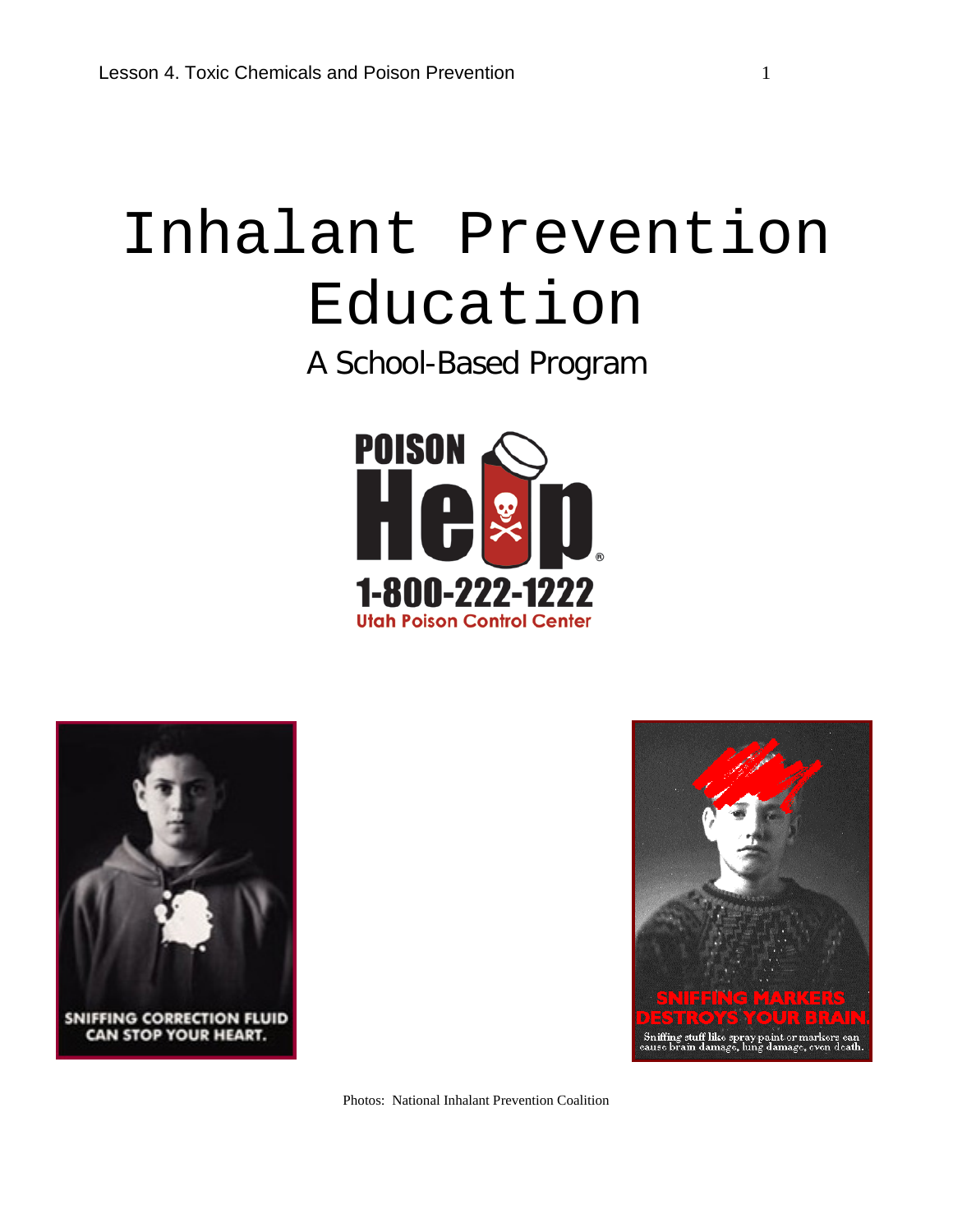# Inhalant Prevention Education

## A School-Based Program

POISON Help

1-800-222-1222

Utah Poison Control Center

SNIFFING CORRECTION FLUID CAN STOP YOUR HEART.

SNIFFING MARKERS DESTROYS YOUR BRAIN.

Sniffing stuff like spray paint or markers can cause brain damage, lung damage, even death.

Photos: National Inhalant Prevention Coalition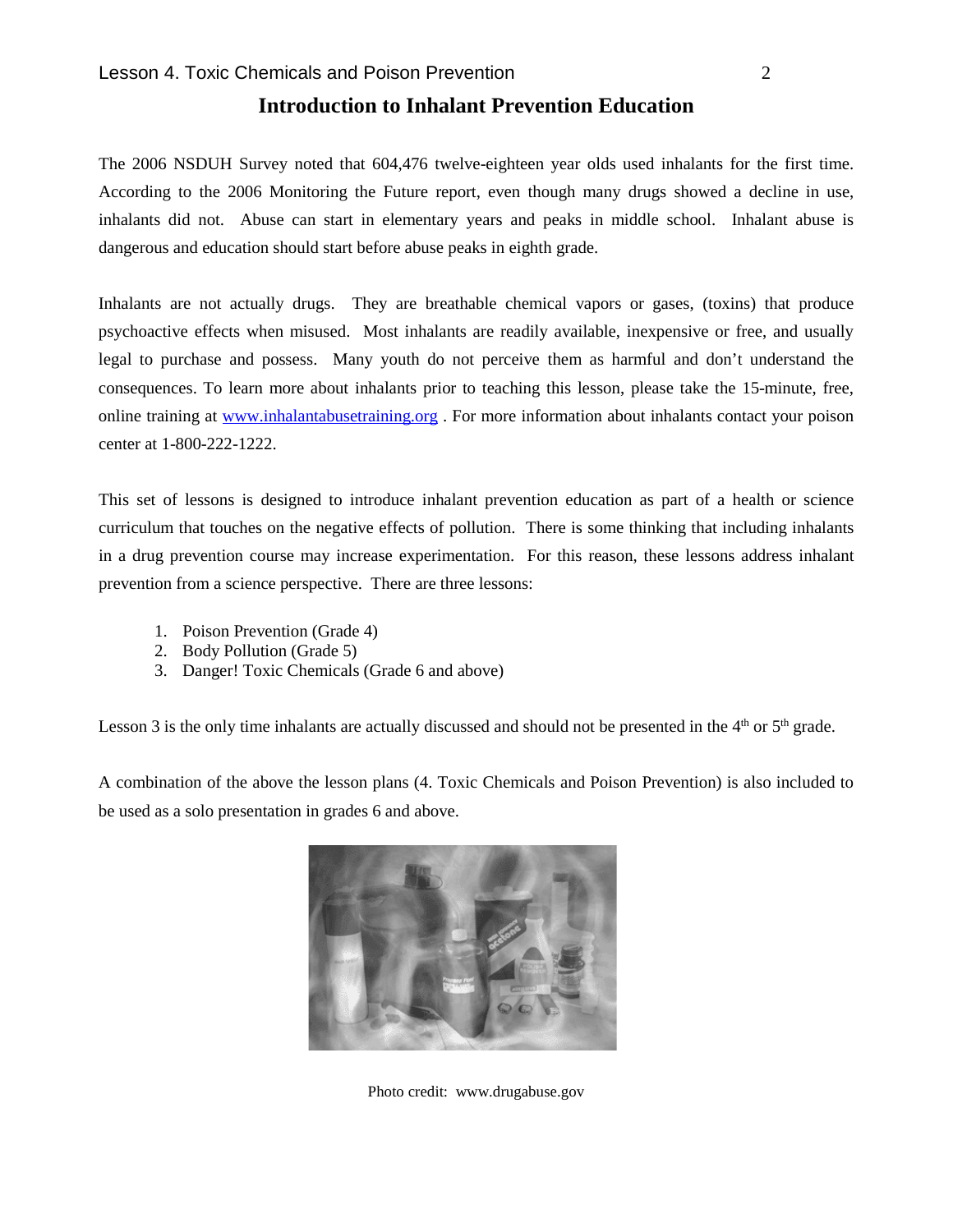# Introduction to Inhalant Prevention Education

The 2006 NSDUH Survey noted that 604,476 twelve-eighteen year olds used inhalants for the first time. According to the 2006 Monitoring the Future report, even though many drugs showed a decline in use, inhalants did not. Abuse can start in elementary years and peaks in middle school. Inhalant abuse is dangerous and education should start before abuse peaks in eighth grade.

Inhalants are not actually drugs. They are breathable chemical vapors or gases, (toxins) that produce psychoactive effects when misused. Most inhalants are readily available, inexpensive or free, and usually legal to purchase and possess. Many youth do not perceive them as harmful and don't understand the consequences. To learn more about inhalants prior to teaching this lesson, please take the 15-minute, free, online training at www.inhalantabusetraining.org . For more information about inhalants contact your poison center at 1-800-222-1222.

This set of lessons is designed to introduce inhalant prevention education as part of a health or science curriculum that touches on the negative effects of pollution. There is some thinking that including inhalants in a drug prevention course may increase experimentation. For this reason, these lessons address inhalant prevention from a science perspective. There are three lessons:

1. Poison Prevention (Grade 4)
2. Body Pollution (Grade 5)
3. Danger! Toxic Chemicals (Grade 6 and above)

Lesson 3 is the only time inhalants are actually discussed and should not be presented in the 4th or 5th grade.

A combination of the above the lesson plans (4. Toxic Chemicals and Poison Prevention) is also included to be used as a solo presentation in grades 6 and above.

Photo credit: www.drugabuse.gov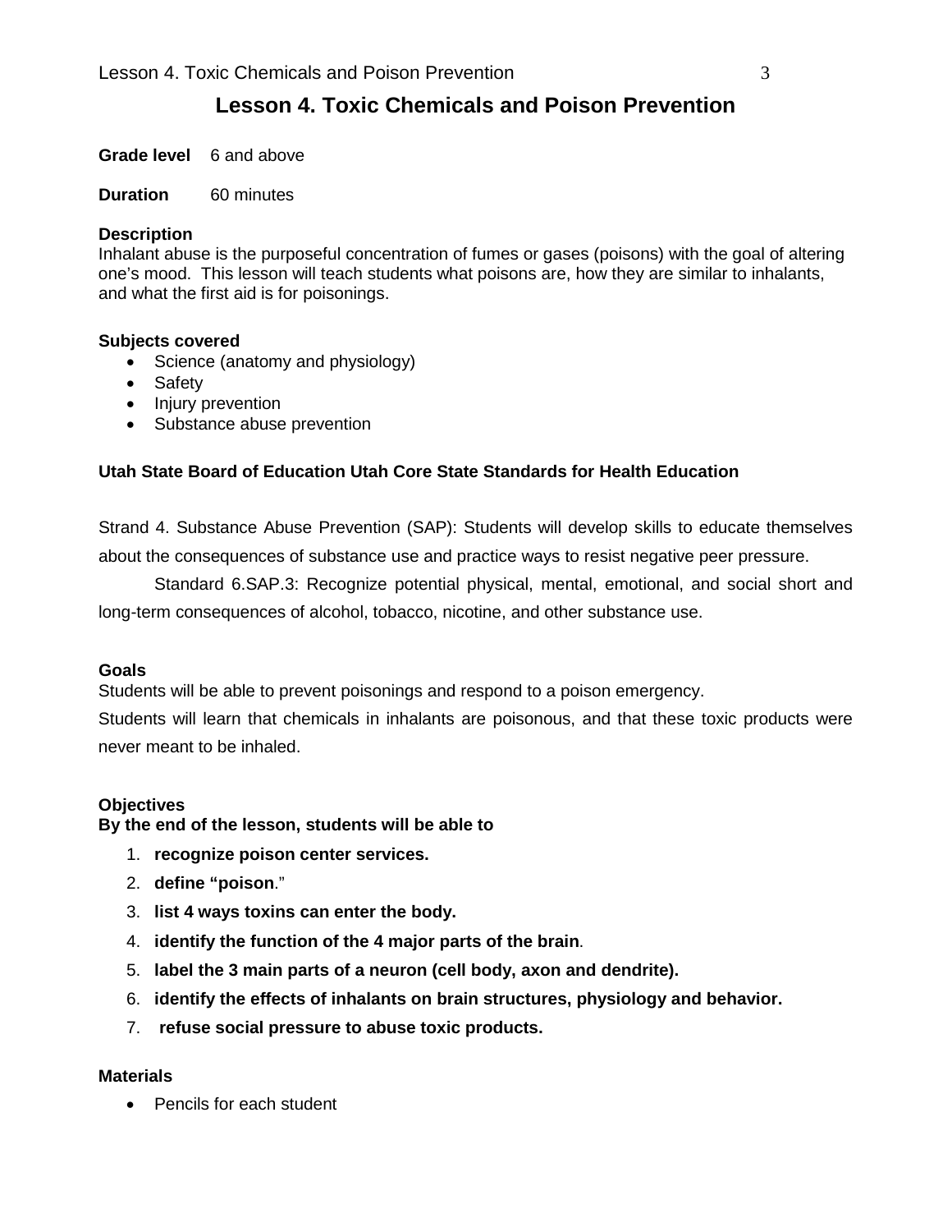# Lesson 4. Toxic Chemicals and Poison Prevention

**Grade level** 6 and above

**Duration** 60 minutes

**Description**
Inhalant abuse is the purposeful concentration of fumes or gases (poisons) with the goal of altering one's mood. This lesson will teach students what poisons are, how they are similar to inhalants, and what the first aid is for poisonings.

**Subjects covered**

- Science (anatomy and physiology)
- Safety
- Injury prevention
- Substance abuse prevention

**Utah State Board of Education Utah Core State Standards for Health Education**

Strand 4. Substance Abuse Prevention (SAP): Students will develop skills to educate themselves about the consequences of substance use and practice ways to resist negative peer pressure.

Standard 6.SAP.3: Recognize potential physical, mental, emotional, and social short and long-term consequences of alcohol, tobacco, nicotine, and other substance use.

**Goals**
Students will be able to prevent poisonings and respond to a poison emergency.
Students will learn that chemicals in inhalants are poisonous, and that these toxic products were never meant to be inhaled.

**Objectives**
**By the end of the lesson, students will be able to**

1. **recognize poison center services.**
2. **define "poison**."
3. **list 4 ways toxins can enter the body.**
4. **identify the function of the 4 major parts of the brain**.
5. **label the 3 main parts of a neuron (cell body, axon and dendrite).**
6. **identify the effects of inhalants on brain structures, physiology and behavior.**
7. **refuse social pressure to abuse toxic products.**

**Materials**

- Pencils for each student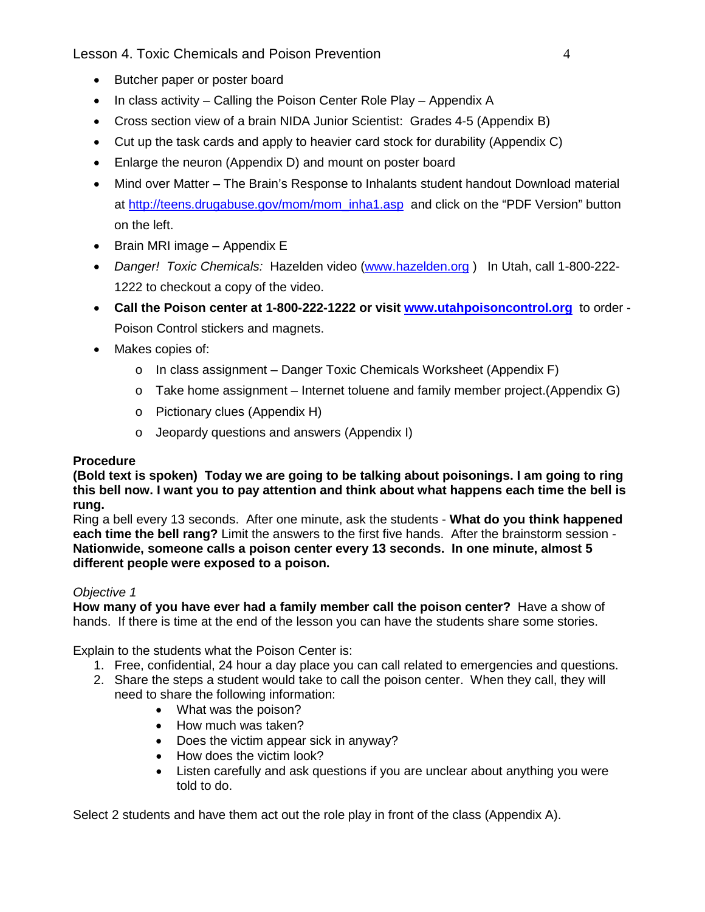- Butcher paper or poster board
- In class activity – Calling the Poison Center Role Play – Appendix A
- Cross section view of a brain NIDA Junior Scientist: Grades 4-5 (Appendix B)
- Cut up the task cards and apply to heavier card stock for durability (Appendix C)
- Enlarge the neuron (Appendix D) and mount on poster board
- Mind over Matter – The Brain's Response to Inhalants student handout Download material at http://teens.drugabuse.gov/mom/mom_inha1.asp and click on the "PDF Version" button on the left.
- Brain MRI image – Appendix E
- *Danger! Toxic Chemicals:* Hazelden video (www.hazelden.org) In Utah, call 1-800-222-1222 to checkout a copy of the video.
- **Call the Poison center at 1-800-222-1222 or visit www.utahpoisoncontrol.org** to order - Poison Control stickers and magnets.
- Makes copies of:
  - In class assignment – Danger Toxic Chemicals Worksheet (Appendix F)
  - Take home assignment – Internet toluene and family member project.(Appendix G)
  - Pictionary clues (Appendix H)
  - Jeopardy questions and answers (Appendix I)

**Procedure**

**(Bold text is spoken) Today we are going to be talking about poisonings. I am going to ring this bell now. I want you to pay attention and think about what happens each time the bell is rung.**

Ring a bell every 13 seconds. After one minute, ask the students - **What do you think happened each time the bell rang?** Limit the answers to the first five hands. After the brainstorm session - **Nationwide, someone calls a poison center every 13 seconds. In one minute, almost 5 different people were exposed to a poison.**

*Objective 1*

**How many of you have ever had a family member call the poison center?** Have a show of hands. If there is time at the end of the lesson you can have the students share some stories.

Explain to the students what the Poison Center is:

1. Free, confidential, 24 hour a day place you can call related to emergencies and questions.
2. Share the steps a student would take to call the poison center. When they call, they will need to share the following information:
   - What was the poison?
   - How much was taken?
   - Does the victim appear sick in anyway?
   - How does the victim look?
   - Listen carefully and ask questions if you are unclear about anything you were told to do.

Select 2 students and have them act out the role play in front of the class (Appendix A).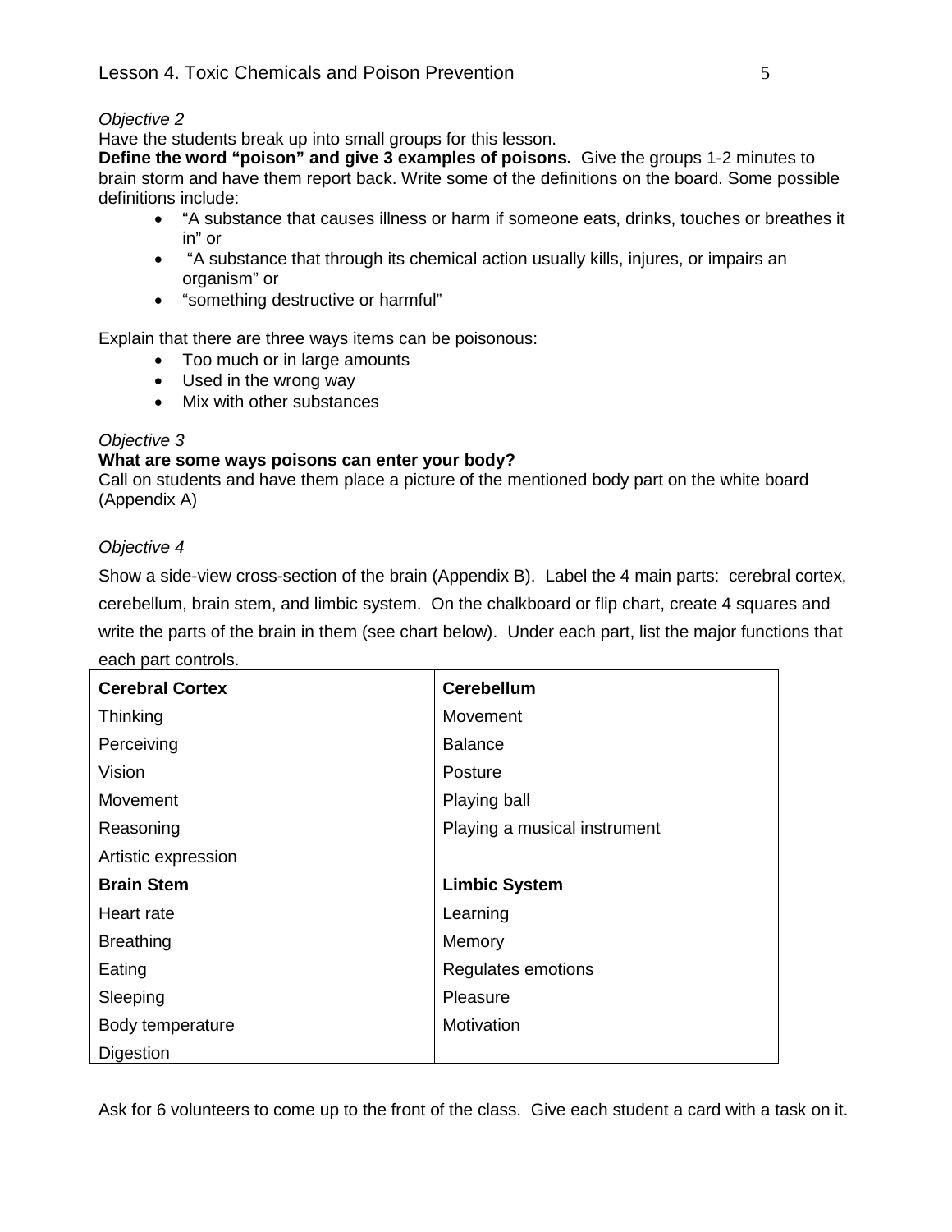*Objective 2*

Have the students break up into small groups for this lesson.

**Define the word "poison" and give 3 examples of poisons.** Give the groups 1-2 minutes to brain storm and have them report back. Write some of the definitions on the board. Some possible definitions include:

- "A substance that causes illness or harm if someone eats, drinks, touches or breathes it in" or
- "A substance that through its chemical action usually kills, injures, or impairs an organism" or
- "something destructive or harmful"

Explain that there are three ways items can be poisonous:

- Too much or in large amounts
- Used in the wrong way
- Mix with other substances

*Objective 3*

**What are some ways poisons can enter your body?**

Call on students and have them place a picture of the mentioned body part on the white board (Appendix A)

*Objective 4*

Show a side-view cross-section of the brain (Appendix B). Label the 4 main parts: cerebral cortex, cerebellum, brain stem, and limbic system. On the chalkboard or flip chart, create 4 squares and write the parts of the brain in them (see chart below). Under each part, list the major functions that each part controls.

| **Cerebral Cortex** | **Cerebellum** |
|---|---|
| Thinking | Movement |
| Perceiving | Balance |
| Vision | Posture |
| Movement | Playing ball |
| Reasoning | Playing a musical instrument |
| Artistic expression | |
| **Brain Stem** | **Limbic System** |
| Heart rate | Learning |
| Breathing | Memory |
| Eating | Regulates emotions |
| Sleeping | Pleasure |
| Body temperature | Motivation |
| Digestion | |

Ask for 6 volunteers to come up to the front of the class. Give each student a card with a task on it.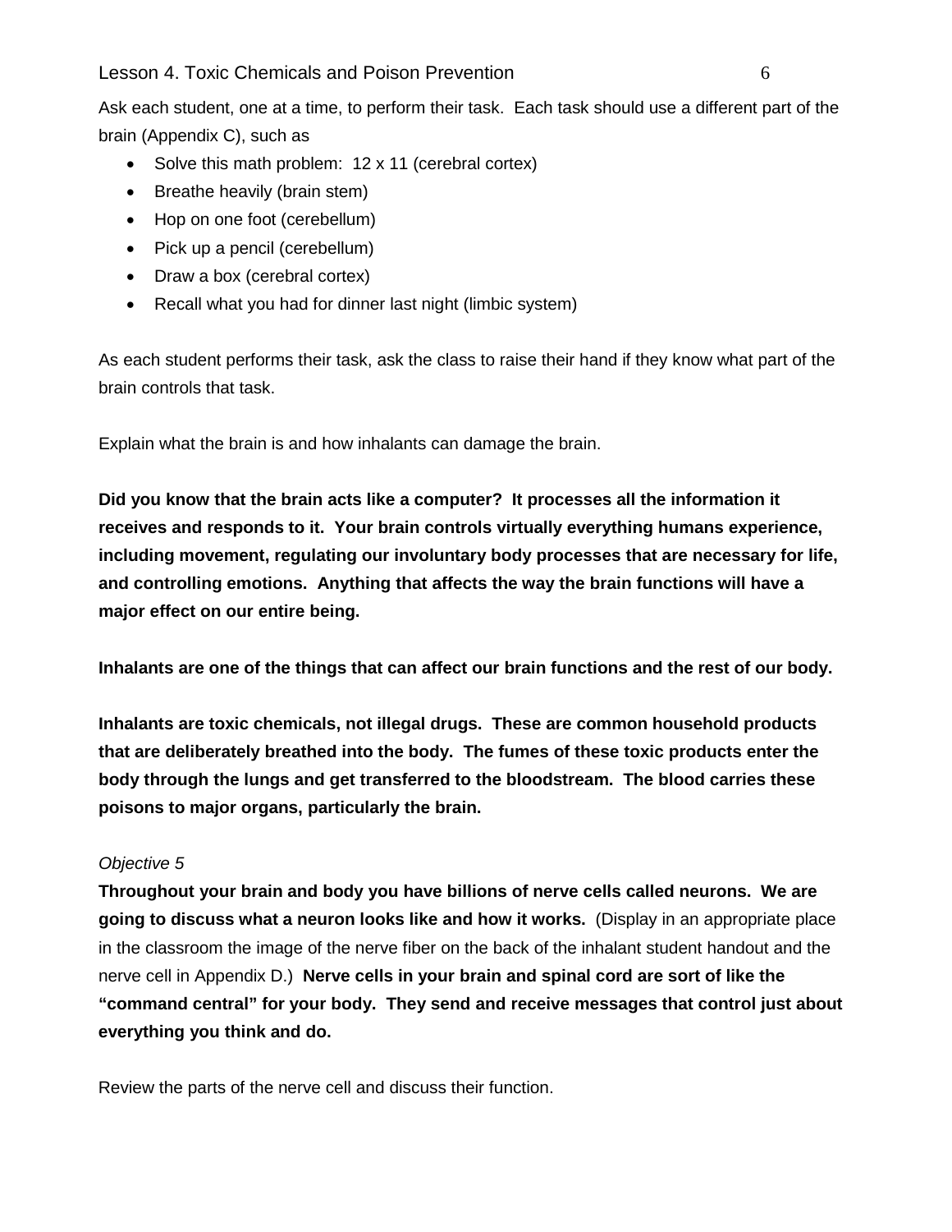Ask each student, one at a time, to perform their task. Each task should use a different part of the brain (Appendix C), such as

- Solve this math problem: 12 x 11 (cerebral cortex)
- Breathe heavily (brain stem)
- Hop on one foot (cerebellum)
- Pick up a pencil (cerebellum)
- Draw a box (cerebral cortex)
- Recall what you had for dinner last night (limbic system)

As each student performs their task, ask the class to raise their hand if they know what part of the brain controls that task.

Explain what the brain is and how inhalants can damage the brain.

**Did you know that the brain acts like a computer? It processes all the information it receives and responds to it. Your brain controls virtually everything humans experience, including movement, regulating our involuntary body processes that are necessary for life, and controlling emotions. Anything that affects the way the brain functions will have a major effect on our entire being.**

**Inhalants are one of the things that can affect our brain functions and the rest of our body.**

**Inhalants are toxic chemicals, not illegal drugs. These are common household products that are deliberately breathed into the body. The fumes of these toxic products enter the body through the lungs and get transferred to the bloodstream. The blood carries these poisons to major organs, particularly the brain.**

*Objective 5*

**Throughout your brain and body you have billions of nerve cells called neurons. We are going to discuss what a neuron looks like and how it works.** (Display in an appropriate place in the classroom the image of the nerve fiber on the back of the inhalant student handout and the nerve cell in Appendix D.) **Nerve cells in your brain and spinal cord are sort of like the "command central" for your body. They send and receive messages that control just about everything you think and do.**

Review the parts of the nerve cell and discuss their function.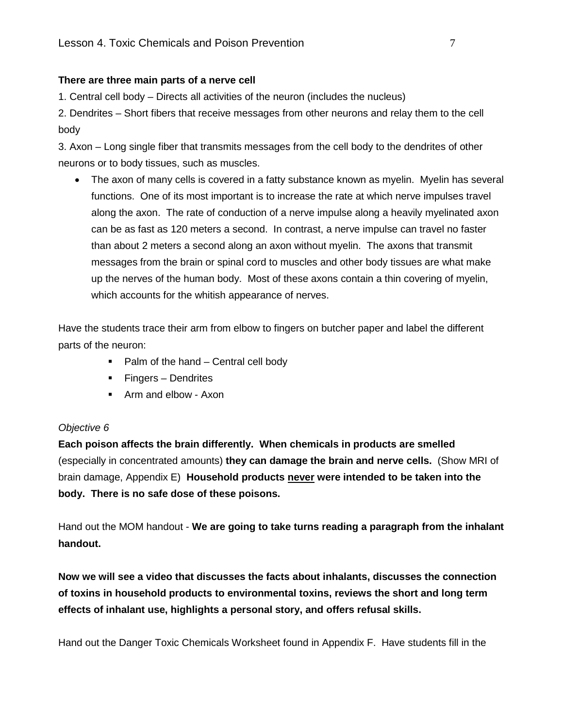**There are three main parts of a nerve cell**

1. Central cell body – Directs all activities of the neuron (includes the nucleus)
2. Dendrites – Short fibers that receive messages from other neurons and relay them to the cell body
3. Axon – Long single fiber that transmits messages from the cell body to the dendrites of other neurons or to body tissues, such as muscles.

- The axon of many cells is covered in a fatty substance known as myelin. Myelin has several functions. One of its most important is to increase the rate at which nerve impulses travel along the axon. The rate of conduction of a nerve impulse along a heavily myelinated axon can be as fast as 120 meters a second. In contrast, a nerve impulse can travel no faster than about 2 meters a second along an axon without myelin. The axons that transmit messages from the brain or spinal cord to muscles and other body tissues are what make up the nerves of the human body. Most of these axons contain a thin covering of myelin, which accounts for the whitish appearance of nerves.

Have the students trace their arm from elbow to fingers on butcher paper and label the different parts of the neuron:

- Palm of the hand – Central cell body
- Fingers – Dendrites
- Arm and elbow - Axon

*Objective 6*

**Each poison affects the brain differently. When chemicals in products are smelled** (especially in concentrated amounts) **they can damage the brain and nerve cells.** (Show MRI of brain damage, Appendix E) **Household products <u>never</u> were intended to be taken into the body. There is no safe dose of these poisons.**

Hand out the MOM handout - **We are going to take turns reading a paragraph from the inhalant handout.**

**Now we will see a video that discusses the facts about inhalants, discusses the connection of toxins in household products to environmental toxins, reviews the short and long term effects of inhalant use, highlights a personal story, and offers refusal skills.**

Hand out the Danger Toxic Chemicals Worksheet found in Appendix F. Have students fill in the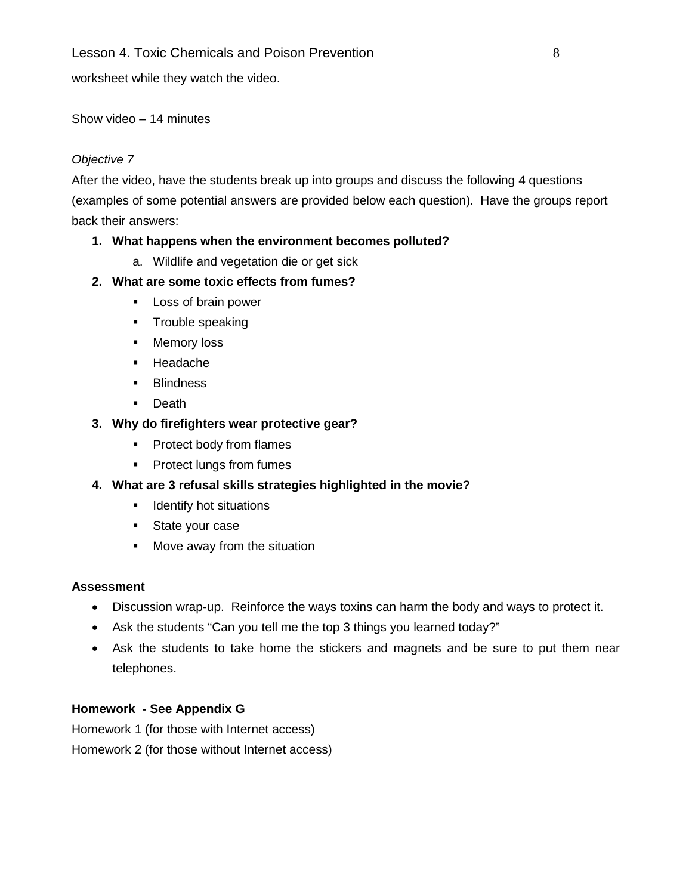worksheet while they watch the video.

Show video – 14 minutes

*Objective 7*

After the video, have the students break up into groups and discuss the following 4 questions (examples of some potential answers are provided below each question). Have the groups report back their answers:

1. **What happens when the environment becomes polluted?**
    a. Wildlife and vegetation die or get sick
2. **What are some toxic effects from fumes?**
    - Loss of brain power
    - Trouble speaking
    - Memory loss
    - Headache
    - Blindness
    - Death
3. **Why do firefighters wear protective gear?**
    - Protect body from flames
    - Protect lungs from fumes
4. **What are 3 refusal skills strategies highlighted in the movie?**
    - Identify hot situations
    - State your case
    - Move away from the situation

**Assessment**

- Discussion wrap-up. Reinforce the ways toxins can harm the body and ways to protect it.
- Ask the students "Can you tell me the top 3 things you learned today?"
- Ask the students to take home the stickers and magnets and be sure to put them near telephones.

**Homework - See Appendix G**

Homework 1 (for those with Internet access)

Homework 2 (for those without Internet access)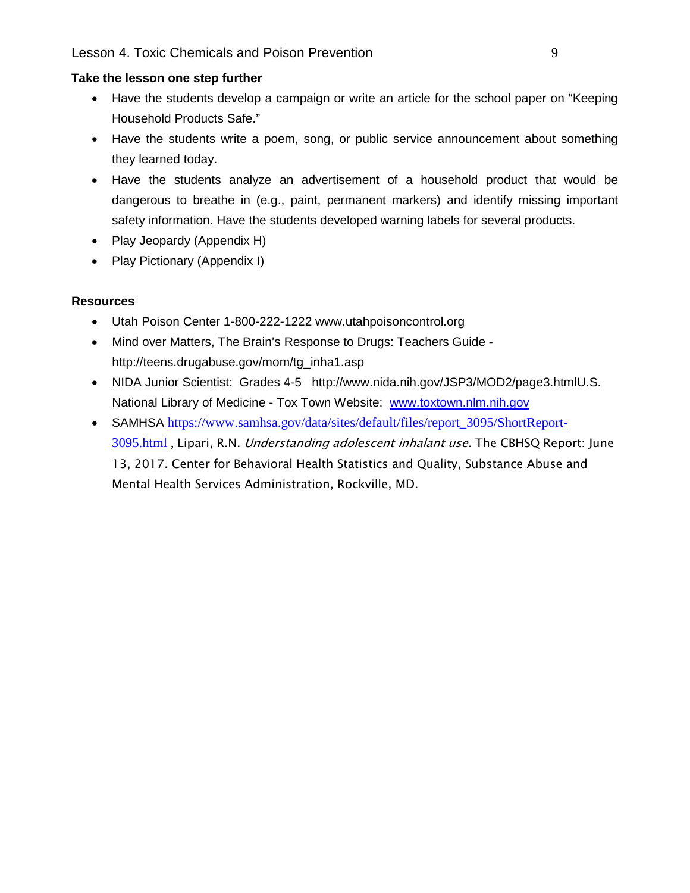**Take the lesson one step further**

- Have the students develop a campaign or write an article for the school paper on "Keeping Household Products Safe."
- Have the students write a poem, song, or public service announcement about something they learned today.
- Have the students analyze an advertisement of a household product that would be dangerous to breathe in (e.g., paint, permanent markers) and identify missing important safety information. Have the students developed warning labels for several products.
- Play Jeopardy (Appendix H)
- Play Pictionary (Appendix I)

**Resources**

- Utah Poison Center 1-800-222-1222 www.utahpoisoncontrol.org
- Mind over Matters, The Brain's Response to Drugs: Teachers Guide - http://teens.drugabuse.gov/mom/tg_inha1.asp
- NIDA Junior Scientist: Grades 4-5 http://www.nida.nih.gov/JSP3/MOD2/page3.htmlU.S. National Library of Medicine - Tox Town Website: [www.toxtown.nlm.nih.gov](www.toxtown.nlm.nih.gov)
- SAMHSA [https://www.samhsa.gov/data/sites/default/files/report_3095/ShortReport-3095.html](https://www.samhsa.gov/data/sites/default/files/report_3095/ShortReport-3095.html) , Lipari, R.N. *Understanding adolescent inhalant use.* The CBHSQ Report: June 13, 2017. Center for Behavioral Health Statistics and Quality, Substance Abuse and Mental Health Services Administration, Rockville, MD.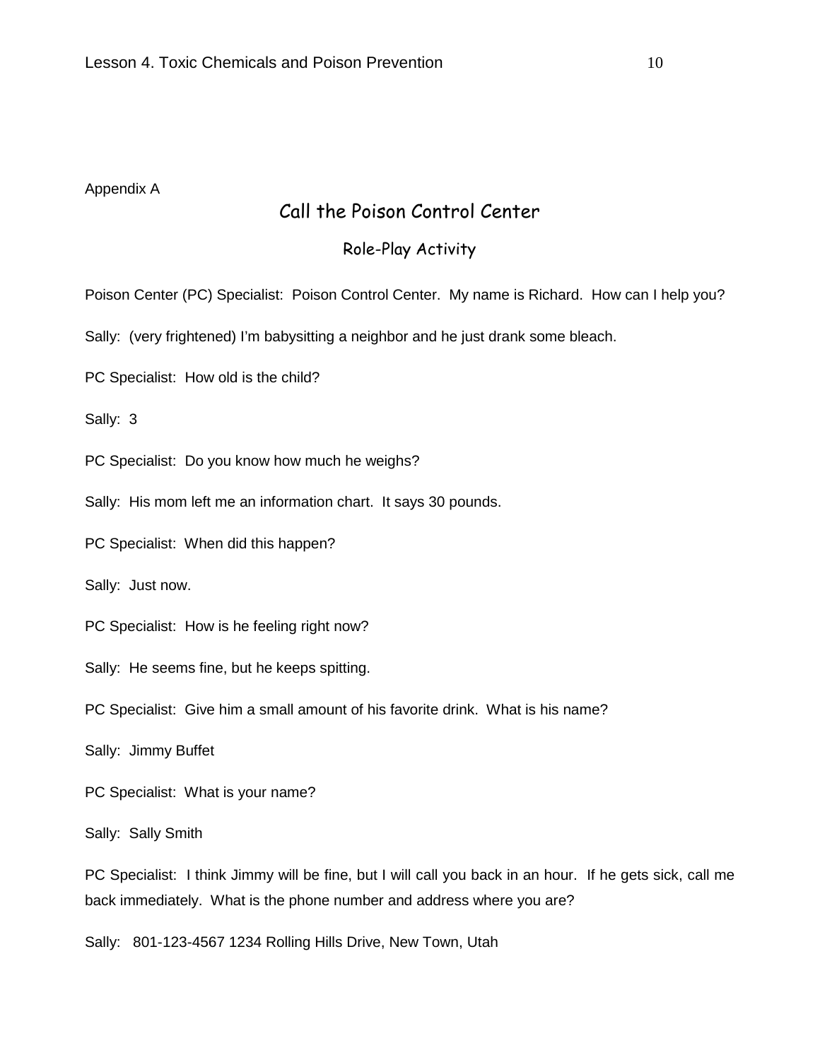Appendix A

## Call the Poison Control Center

### Role-Play Activity

Poison Center (PC) Specialist: Poison Control Center. My name is Richard. How can I help you?

Sally: (very frightened) I'm babysitting a neighbor and he just drank some bleach.

PC Specialist: How old is the child?

Sally: 3

PC Specialist: Do you know how much he weighs?

Sally: His mom left me an information chart. It says 30 pounds.

PC Specialist: When did this happen?

Sally: Just now.

PC Specialist: How is he feeling right now?

Sally: He seems fine, but he keeps spitting.

PC Specialist: Give him a small amount of his favorite drink. What is his name?

Sally: Jimmy Buffet

PC Specialist: What is your name?

Sally: Sally Smith

PC Specialist: I think Jimmy will be fine, but I will call you back in an hour. If he gets sick, call me back immediately. What is the phone number and address where you are?

Sally: 801-123-4567 1234 Rolling Hills Drive, New Town, Utah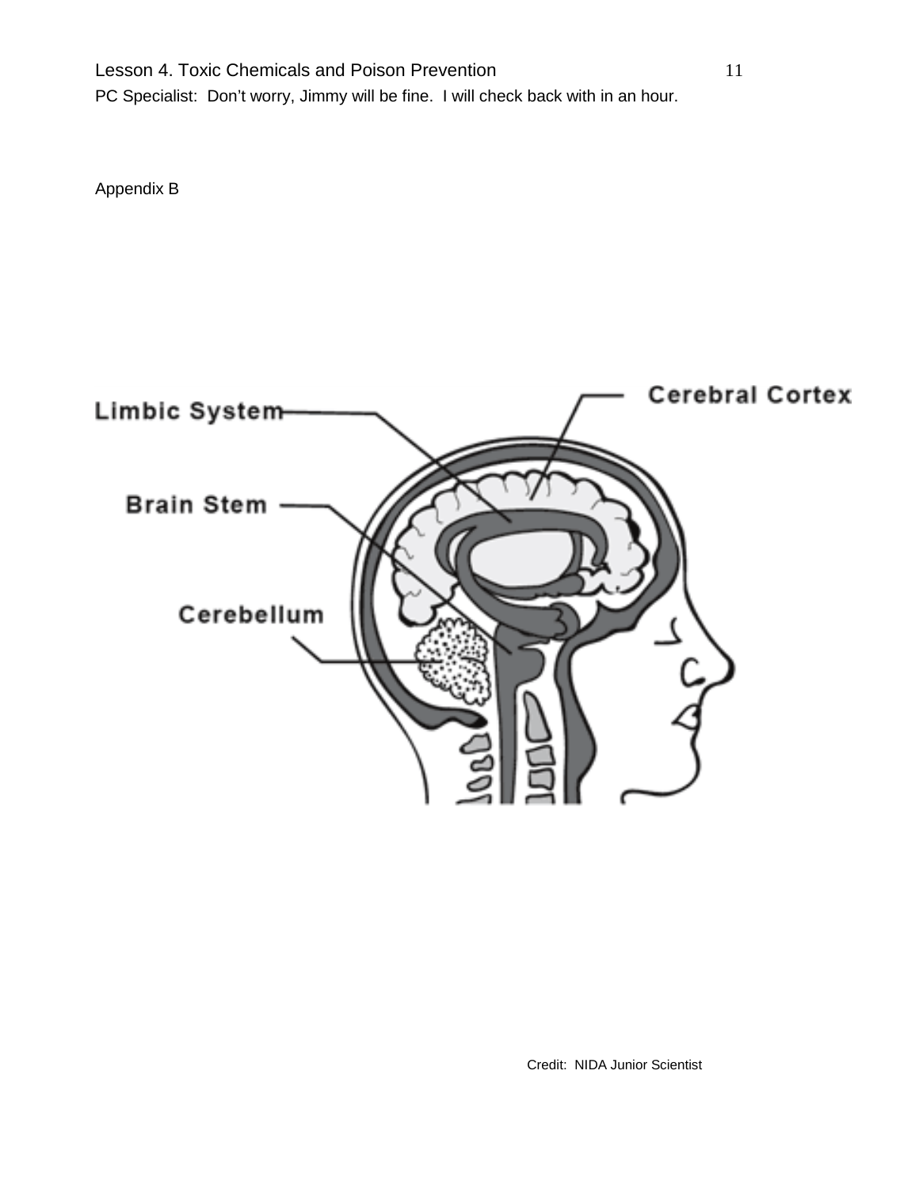PC Specialist: Don't worry, Jimmy will be fine. I will check back with in an hour.

Appendix B

Limbic System

Cerebral Cortex

Brain Stem

Cerebellum

Credit: NIDA Junior Scientist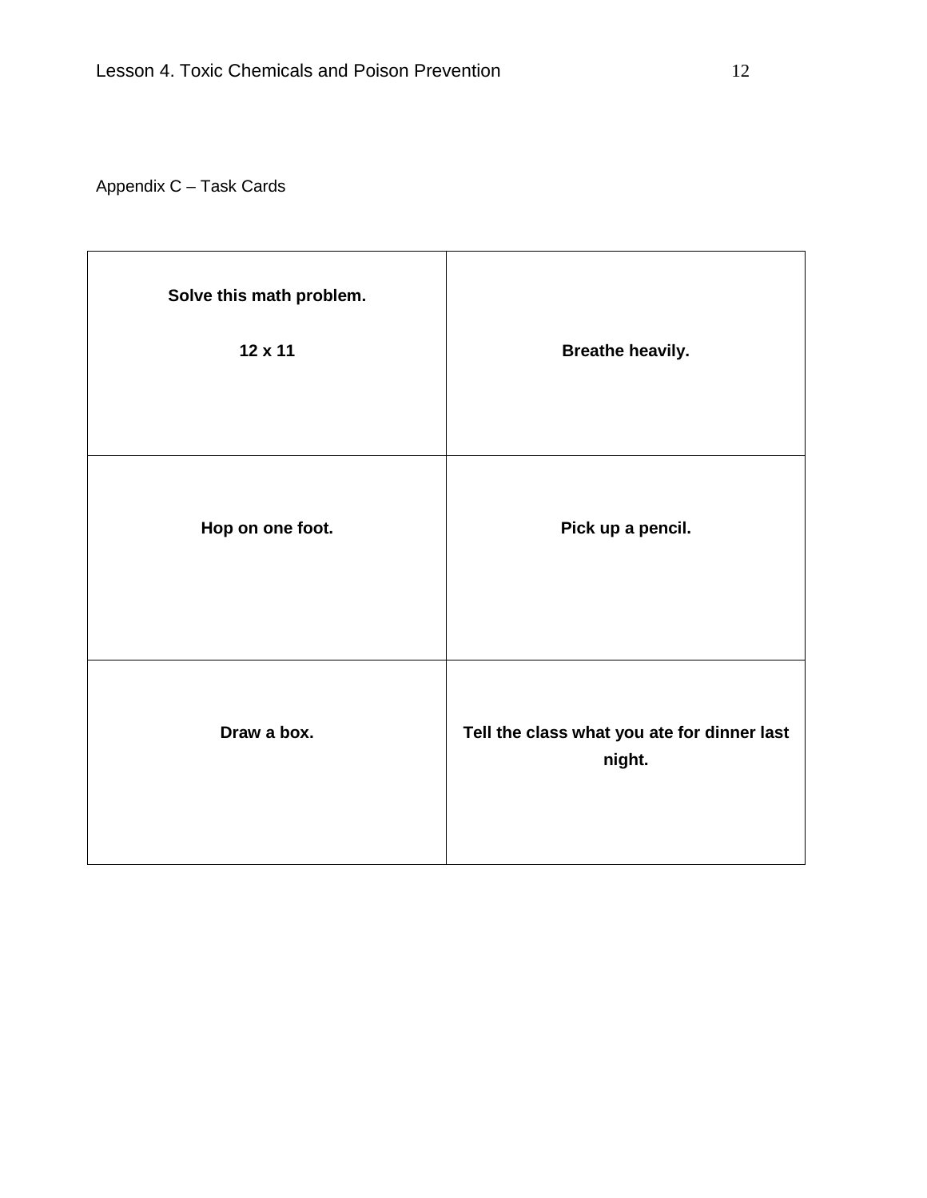Appendix C – Task Cards

| | |
|---|---|
| **Solve this math problem.** <br><br> **12 x 11** | **Breathe heavily.** |
| **Hop on one foot.** | **Pick up a pencil.** |
| **Draw a box.** | **Tell the class what you ate for dinner last night.** |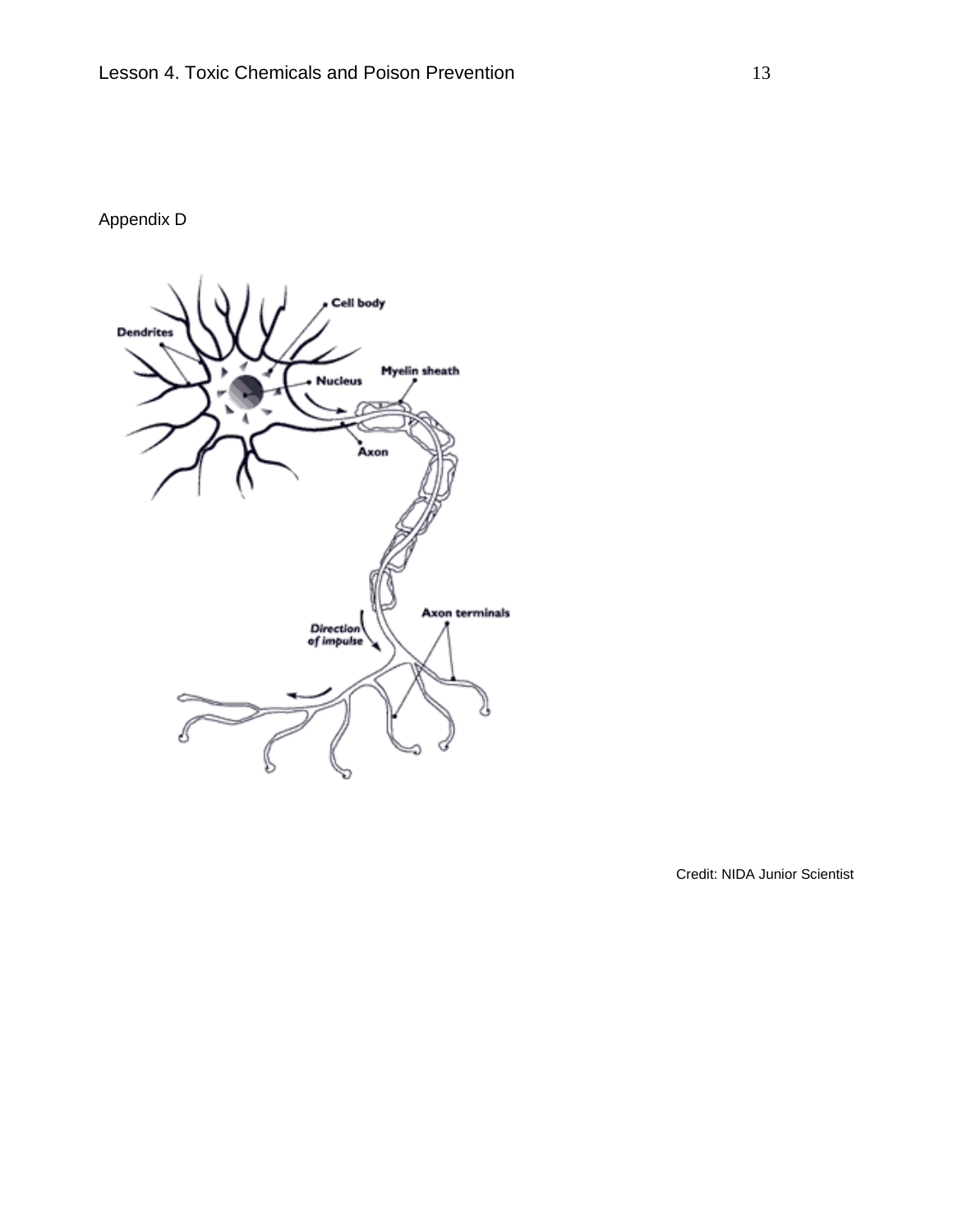Appendix D

Dendrites

Cell body

Nucleus

Myelin sheath

Axon

Axon terminals

*Direction of impulse*

Credit: NIDA Junior Scientist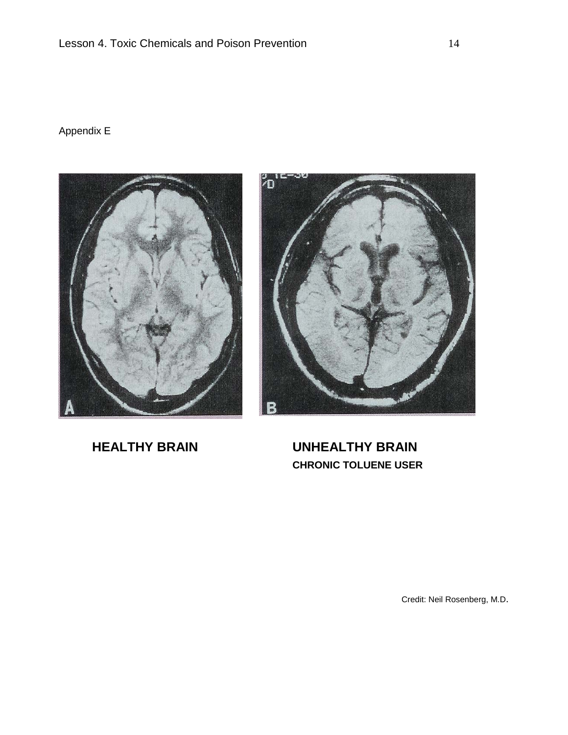Appendix E

**HEALTHY BRAIN**

**UNHEALTHY BRAIN**
**CHRONIC TOLUENE USER**

Credit: Neil Rosenberg, M.D.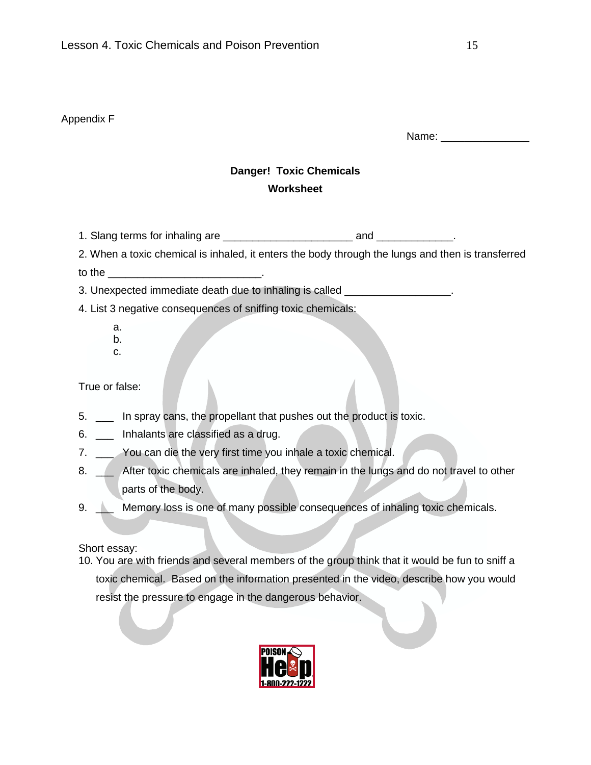Appendix F

Name: _______________

## Danger! Toxic Chemicals
## Worksheet

1. Slang terms for inhaling are ______________________ and _____________.

2. When a toxic chemical is inhaled, it enters the body through the lungs and then is transferred to the _________________________.

3. Unexpected immediate death due to inhaling is called __________________.

4. List 3 negative consequences of sniffing toxic chemicals:

   a.
   b.
   c.

True or false:

5. ___ In spray cans, the propellant that pushes out the product is toxic.
6. ___ Inhalants are classified as a drug.
7. ___ You can die the very first time you inhale a toxic chemical.
8. ___ After toxic chemicals are inhaled, they remain in the lungs and do not travel to other parts of the body.
9. ___ Memory loss is one of many possible consequences of inhaling toxic chemicals.

Short essay:

10. You are with friends and several members of the group think that it would be fun to sniff a toxic chemical. Based on the information presented in the video, describe how you would resist the pressure to engage in the dangerous behavior.

POISON Help 1-800-222-1222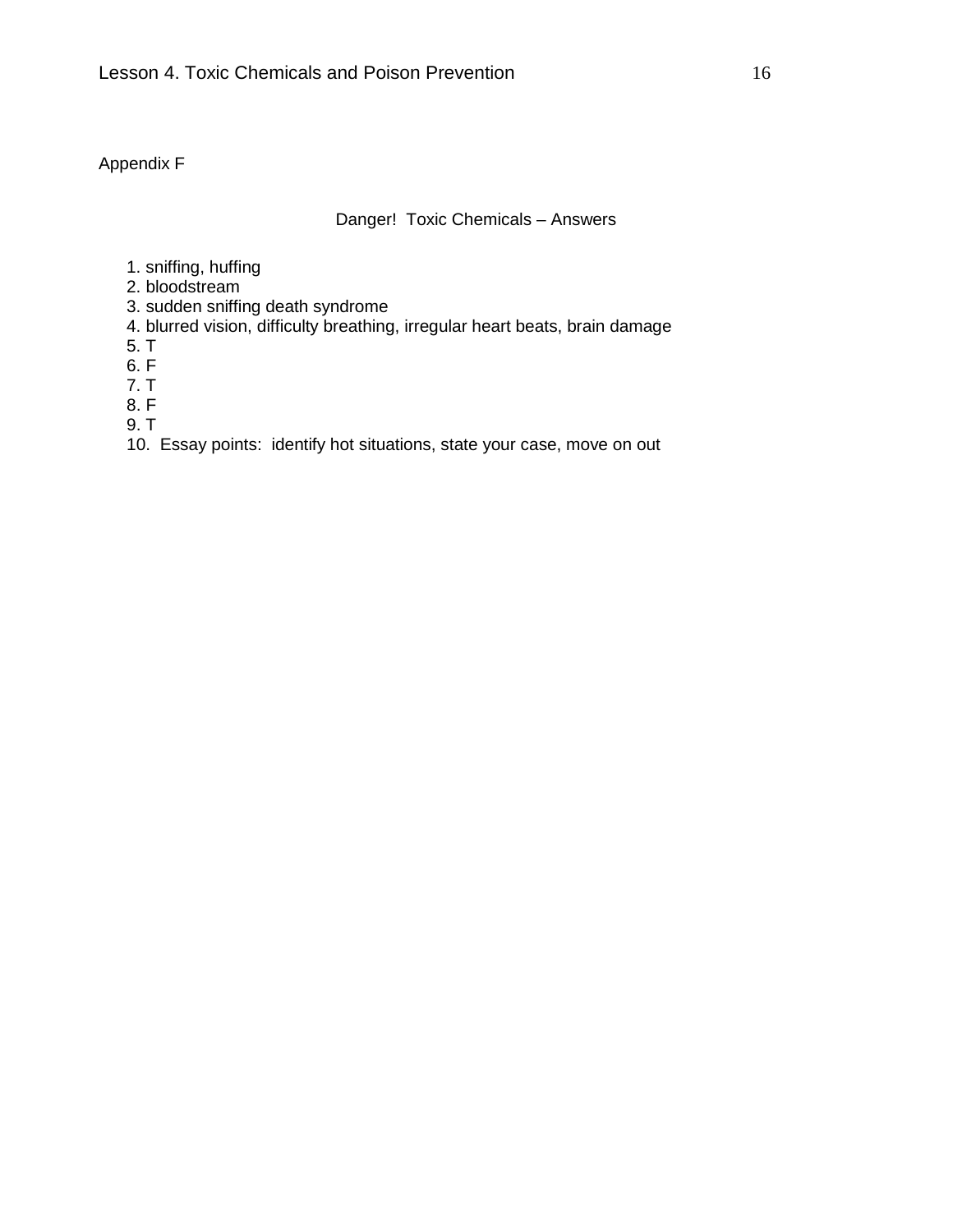Appendix F

## Danger! Toxic Chemicals – Answers

1. sniffing, huffing
2. bloodstream
3. sudden sniffing death syndrome
4. blurred vision, difficulty breathing, irregular heart beats, brain damage
5. T
6. F
7. T
8. F
9. T
10. Essay points: identify hot situations, state your case, move on out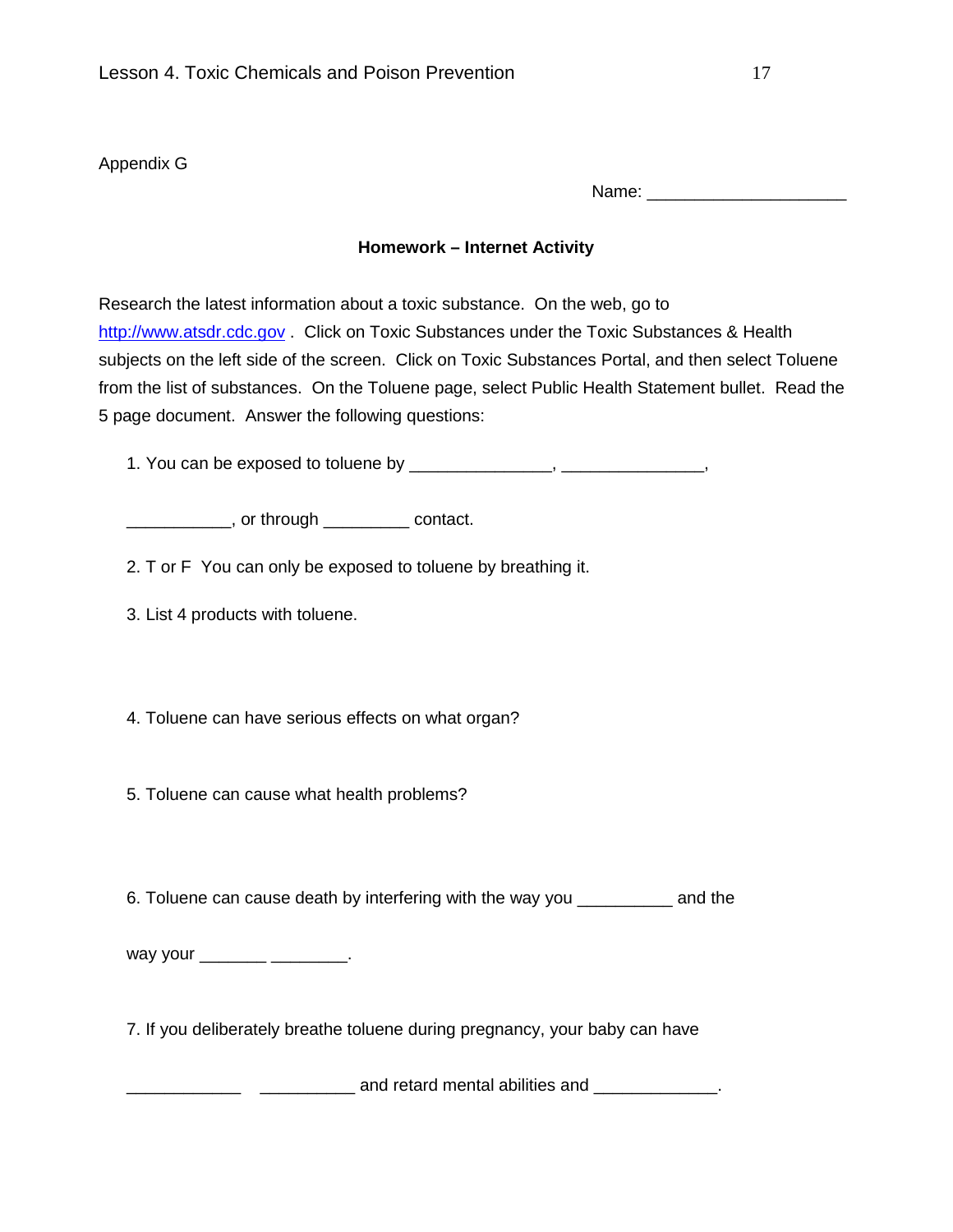Appendix G

Name: ____________________

**Homework – Internet Activity**

Research the latest information about a toxic substance. On the web, go to http://www.atsdr.cdc.gov . Click on Toxic Substances under the Toxic Substances & Health subjects on the left side of the screen. Click on Toxic Substances Portal, and then select Toluene from the list of substances. On the Toluene page, select Public Health Statement bullet. Read the 5 page document. Answer the following questions:

1. You can be exposed to toluene by ______________, ______________, __________, or through _________ contact.

2. T or F You can only be exposed to toluene by breathing it.

3. List 4 products with toluene.

4. Toluene can have serious effects on what organ?

5. Toluene can cause what health problems?

6. Toluene can cause death by interfering with the way you __________ and the way your _______ ________.

7. If you deliberately breathe toluene during pregnancy, your baby can have ____________ __________ and retard mental abilities and _____________.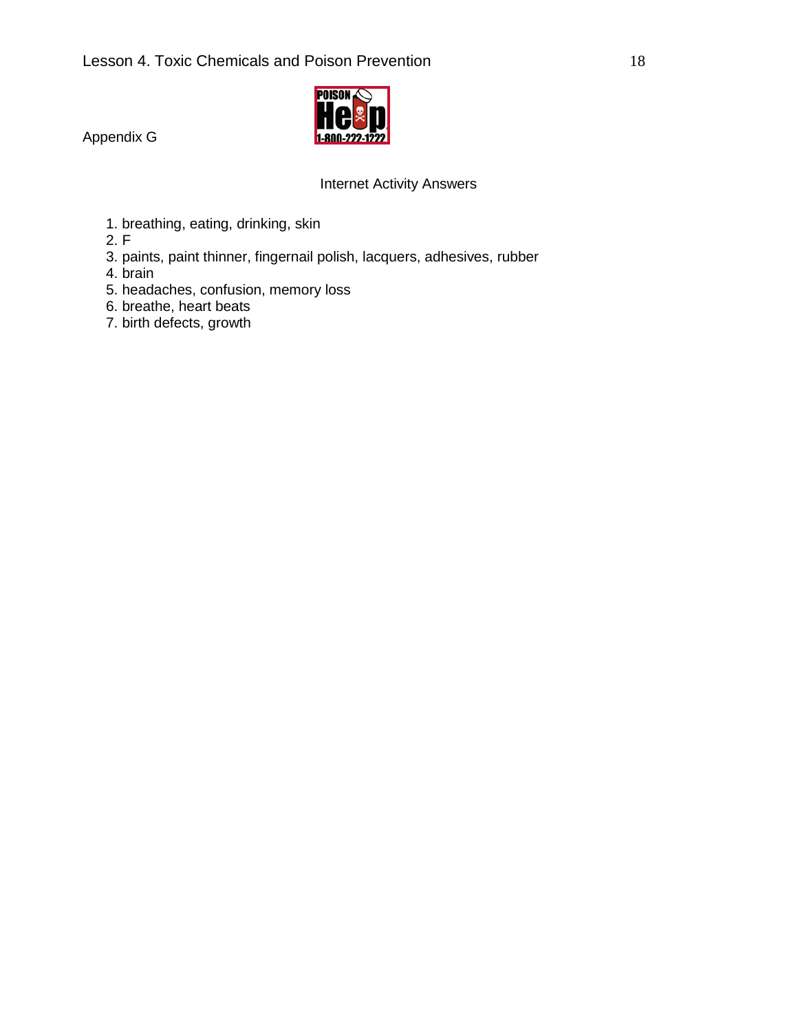Appendix G

## Internet Activity Answers

1. breathing, eating, drinking, skin
2. F
3. paints, paint thinner, fingernail polish, lacquers, adhesives, rubber
4. brain
5. headaches, confusion, memory loss
6. breathe, heart beats
7. birth defects, growth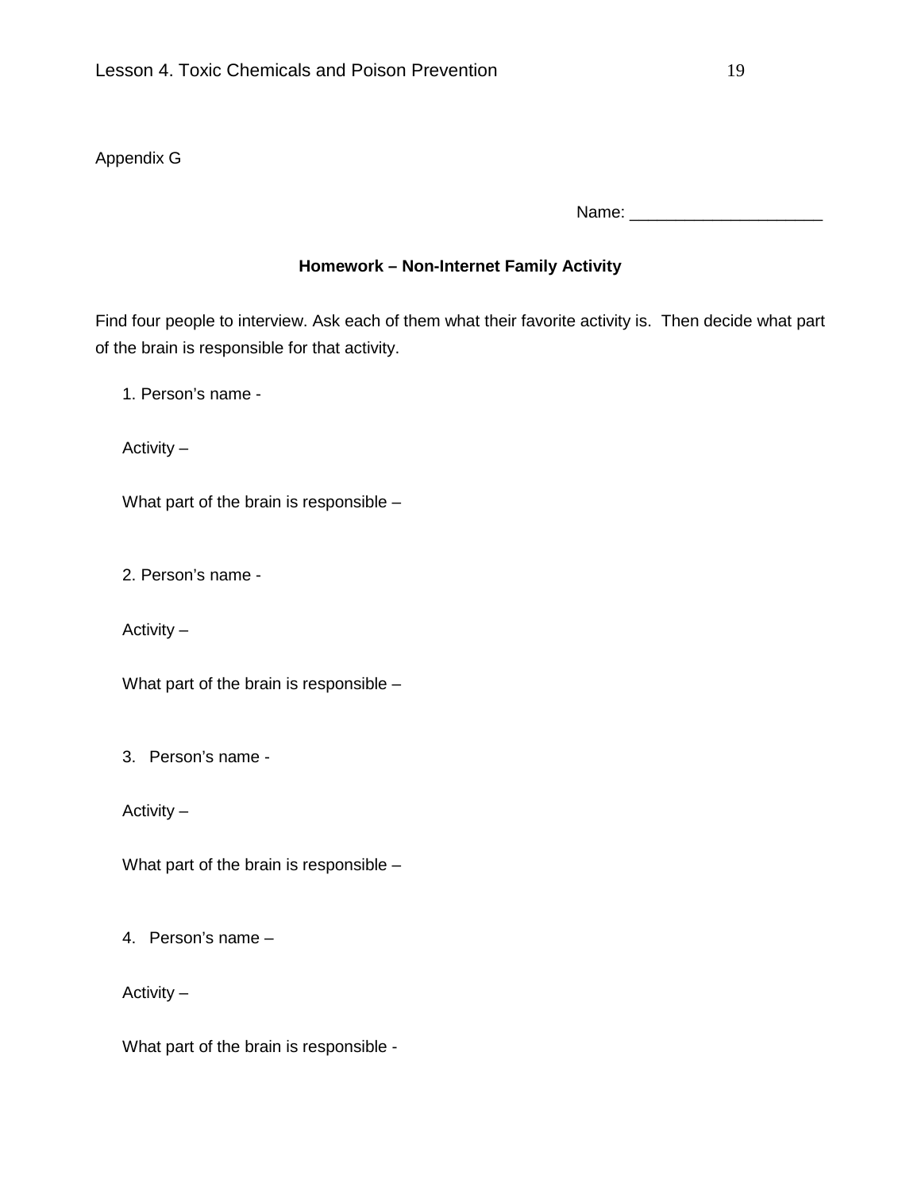Appendix G

Name: ____________________

**Homework – Non-Internet Family Activity**

Find four people to interview. Ask each of them what their favorite activity is. Then decide what part of the brain is responsible for that activity.

1. Person's name -

   Activity –

   What part of the brain is responsible –

2. Person's name -

   Activity –

   What part of the brain is responsible –

3. Person's name -

   Activity –

   What part of the brain is responsible –

4. Person's name –

   Activity –

   What part of the brain is responsible -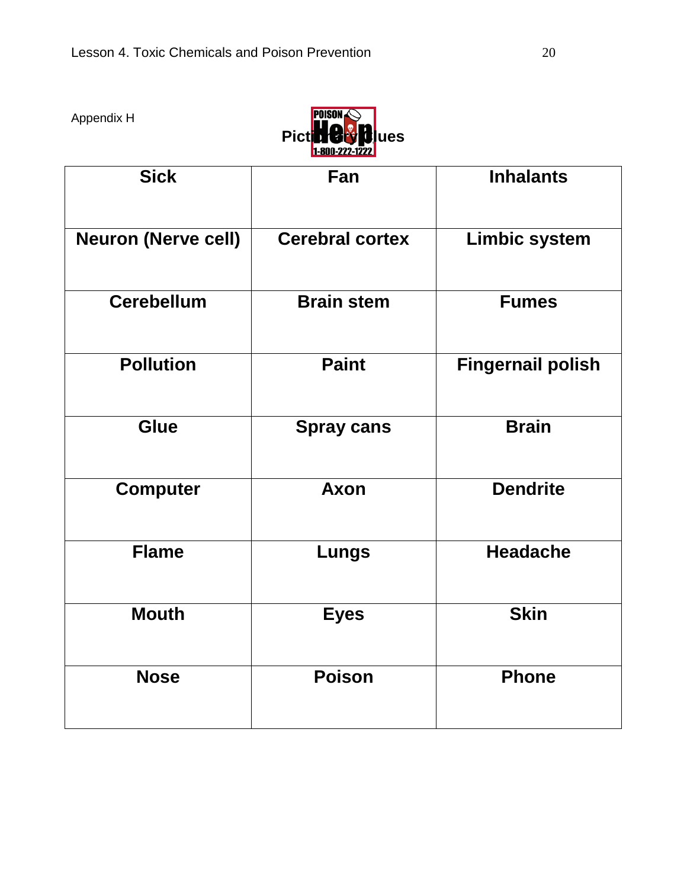Appendix H

## Pictionary Clues

| Sick | Fan | Inhalants |
|---|---|---|
| Neuron (Nerve cell) | Cerebral cortex | Limbic system |
| Cerebellum | Brain stem | Fumes |
| Pollution | Paint | Fingernail polish |
| Glue | Spray cans | Brain |
| Computer | Axon | Dendrite |
| Flame | Lungs | Headache |
| Mouth | Eyes | Skin |
| Nose | Poison | Phone |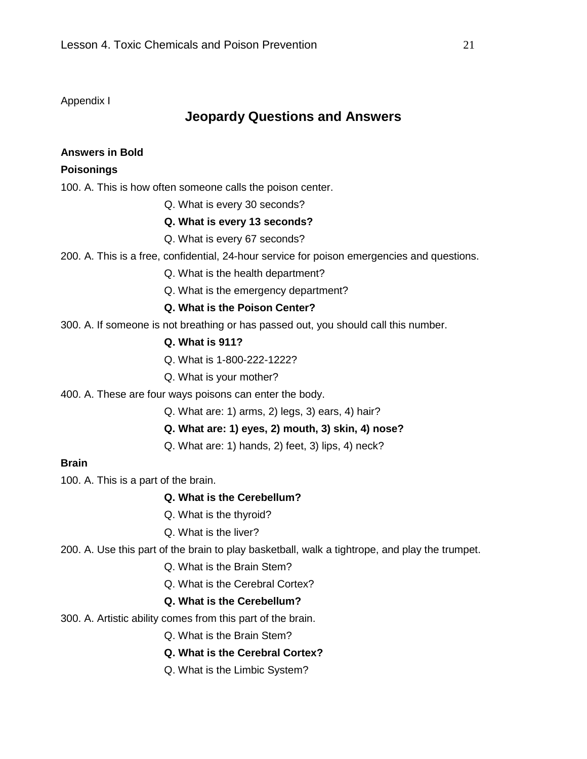Appendix I

## Jeopardy Questions and Answers

**Answers in Bold**

**Poisonings**

100. A. This is how often someone calls the poison center.

Q. What is every 30 seconds?

**Q. What is every 13 seconds?**

Q. What is every 67 seconds?

200. A. This is a free, confidential, 24-hour service for poison emergencies and questions.

Q. What is the health department?

Q. What is the emergency department?

**Q. What is the Poison Center?**

300. A. If someone is not breathing or has passed out, you should call this number.

**Q. What is 911?**

Q. What is 1-800-222-1222?

Q. What is your mother?

400. A. These are four ways poisons can enter the body.

Q. What are: 1) arms, 2) legs, 3) ears, 4) hair?

**Q. What are: 1) eyes, 2) mouth, 3) skin, 4) nose?**

Q. What are: 1) hands, 2) feet, 3) lips, 4) neck?

**Brain**

100. A. This is a part of the brain.

**Q. What is the Cerebellum?**

Q. What is the thyroid?

Q. What is the liver?

200. A. Use this part of the brain to play basketball, walk a tightrope, and play the trumpet.

Q. What is the Brain Stem?

Q. What is the Cerebral Cortex?

**Q. What is the Cerebellum?**

300. A. Artistic ability comes from this part of the brain.

Q. What is the Brain Stem?

**Q. What is the Cerebral Cortex?**

Q. What is the Limbic System?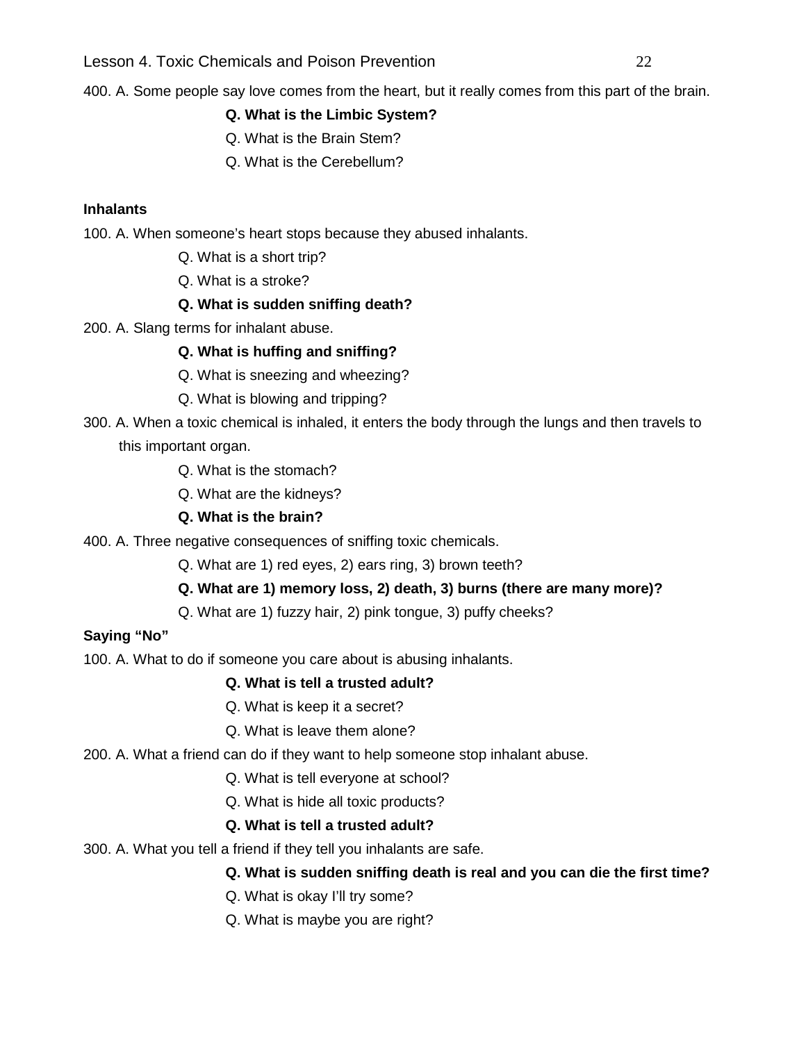400. A. Some people say love comes from the heart, but it really comes from this part of the brain.

**Q. What is the Limbic System?**

Q. What is the Brain Stem?

Q. What is the Cerebellum?

**Inhalants**

100. A. When someone's heart stops because they abused inhalants.

Q. What is a short trip?

Q. What is a stroke?

**Q. What is sudden sniffing death?**

200. A. Slang terms for inhalant abuse.

**Q. What is huffing and sniffing?**

Q. What is sneezing and wheezing?

Q. What is blowing and tripping?

300. A. When a toxic chemical is inhaled, it enters the body through the lungs and then travels to this important organ.

Q. What is the stomach?

Q. What are the kidneys?

**Q. What is the brain?**

400. A. Three negative consequences of sniffing toxic chemicals.

Q. What are 1) red eyes, 2) ears ring, 3) brown teeth?

**Q. What are 1) memory loss, 2) death, 3) burns (there are many more)?**

Q. What are 1) fuzzy hair, 2) pink tongue, 3) puffy cheeks?

**Saying "No"**

100. A. What to do if someone you care about is abusing inhalants.

**Q. What is tell a trusted adult?**

Q. What is keep it a secret?

Q. What is leave them alone?

200. A. What a friend can do if they want to help someone stop inhalant abuse.

Q. What is tell everyone at school?

Q. What is hide all toxic products?

**Q. What is tell a trusted adult?**

300. A. What you tell a friend if they tell you inhalants are safe.

**Q. What is sudden sniffing death is real and you can die the first time?**

Q. What is okay I'll try some?

Q. What is maybe you are right?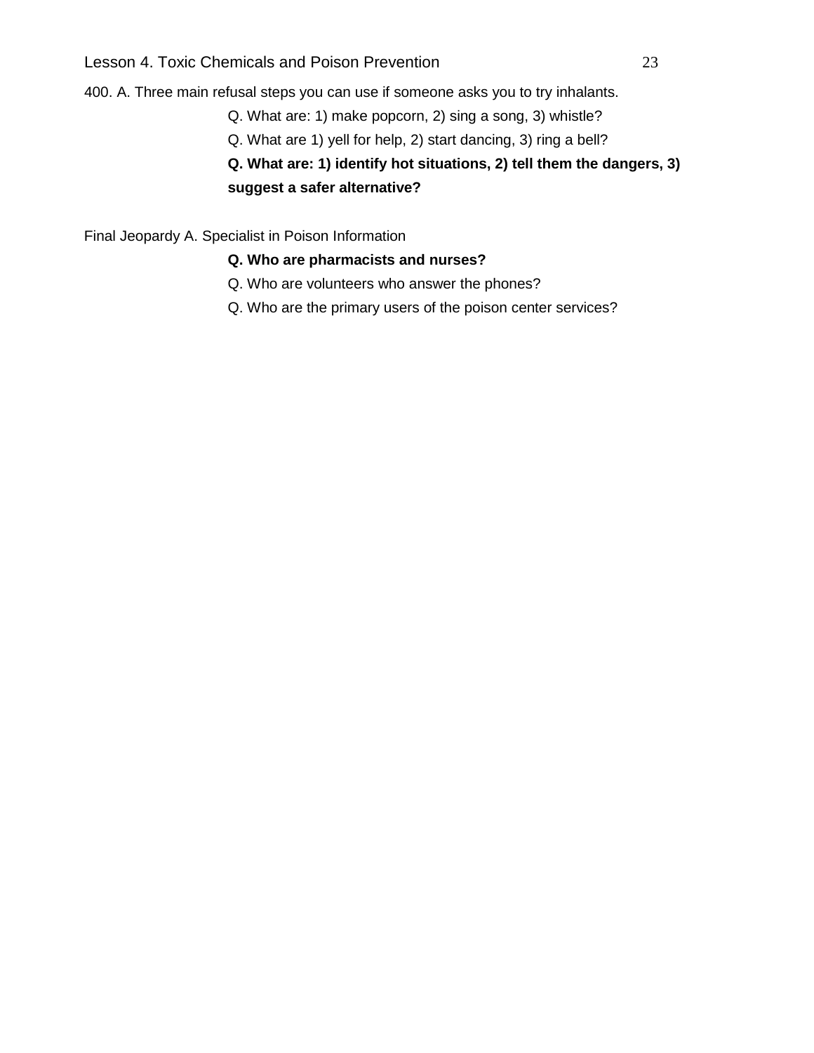400. A. Three main refusal steps you can use if someone asks you to try inhalants.

Q. What are: 1) make popcorn, 2) sing a song, 3) whistle?

Q. What are 1) yell for help, 2) start dancing, 3) ring a bell?

**Q. What are: 1) identify hot situations, 2) tell them the dangers, 3) suggest a safer alternative?**

Final Jeopardy A. Specialist in Poison Information

**Q. Who are pharmacists and nurses?**

Q. Who are volunteers who answer the phones?

Q. Who are the primary users of the poison center services?